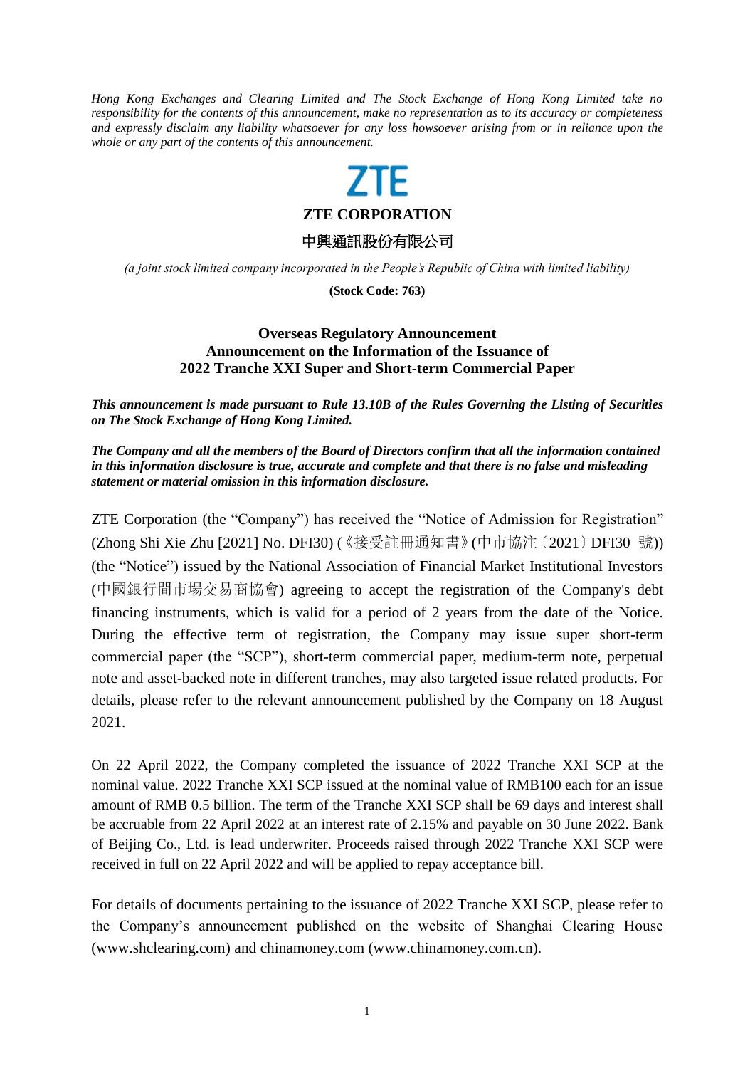*Hong Kong Exchanges and Clearing Limited and The Stock Exchange of Hong Kong Limited take no responsibility for the contents of this announcement, make no representation as to its accuracy or completeness and expressly disclaim any liability whatsoever for any loss howsoever arising from or in reliance upon the whole or any part of the contents of this announcement.*

ZTE

**ZTE CORPORATION**

**中興通訊股份有限公司**

*(a joint stock limited company incorporated in the People's Republic of China with limited liability)*

**(Stock Code: 763)**

**Overseas Regulatory Announcement**
**Announcement on the Information of the Issuance of**
**2022 Tranche XXI Super and Short-term Commercial Paper**

***This announcement is made pursuant to Rule 13.10B of the Rules Governing the Listing of Securities on The Stock Exchange of Hong Kong Limited.***

***The Company and all the members of the Board of Directors confirm that all the information contained in this information disclosure is true, accurate and complete and that there is no false and misleading statement or material omission in this information disclosure.***

ZTE Corporation (the "Company") has received the "Notice of Admission for Registration" (Zhong Shi Xie Zhu [2021] No. DFI30) (《接受註冊通知書》(中市協注〔2021〕DFI30 號)) (the "Notice") issued by the National Association of Financial Market Institutional Investors (中國銀行間市場交易商協會) agreeing to accept the registration of the Company's debt financing instruments, which is valid for a period of 2 years from the date of the Notice. During the effective term of registration, the Company may issue super short-term commercial paper (the "SCP"), short-term commercial paper, medium-term note, perpetual note and asset-backed note in different tranches, may also targeted issue related products. For details, please refer to the relevant announcement published by the Company on 18 August 2021.

On 22 April 2022, the Company completed the issuance of 2022 Tranche XXI SCP at the nominal value. 2022 Tranche XXI SCP issued at the nominal value of RMB100 each for an issue amount of RMB 0.5 billion. The term of the Tranche XXI SCP shall be 69 days and interest shall be accruable from 22 April 2022 at an interest rate of 2.15% and payable on 30 June 2022. Bank of Beijing Co., Ltd. is lead underwriter. Proceeds raised through 2022 Tranche XXI SCP were received in full on 22 April 2022 and will be applied to repay acceptance bill.

For details of documents pertaining to the issuance of 2022 Tranche XXI SCP, please refer to the Company's announcement published on the website of Shanghai Clearing House (www.shclearing.com) and chinamoney.com (www.chinamoney.com.cn).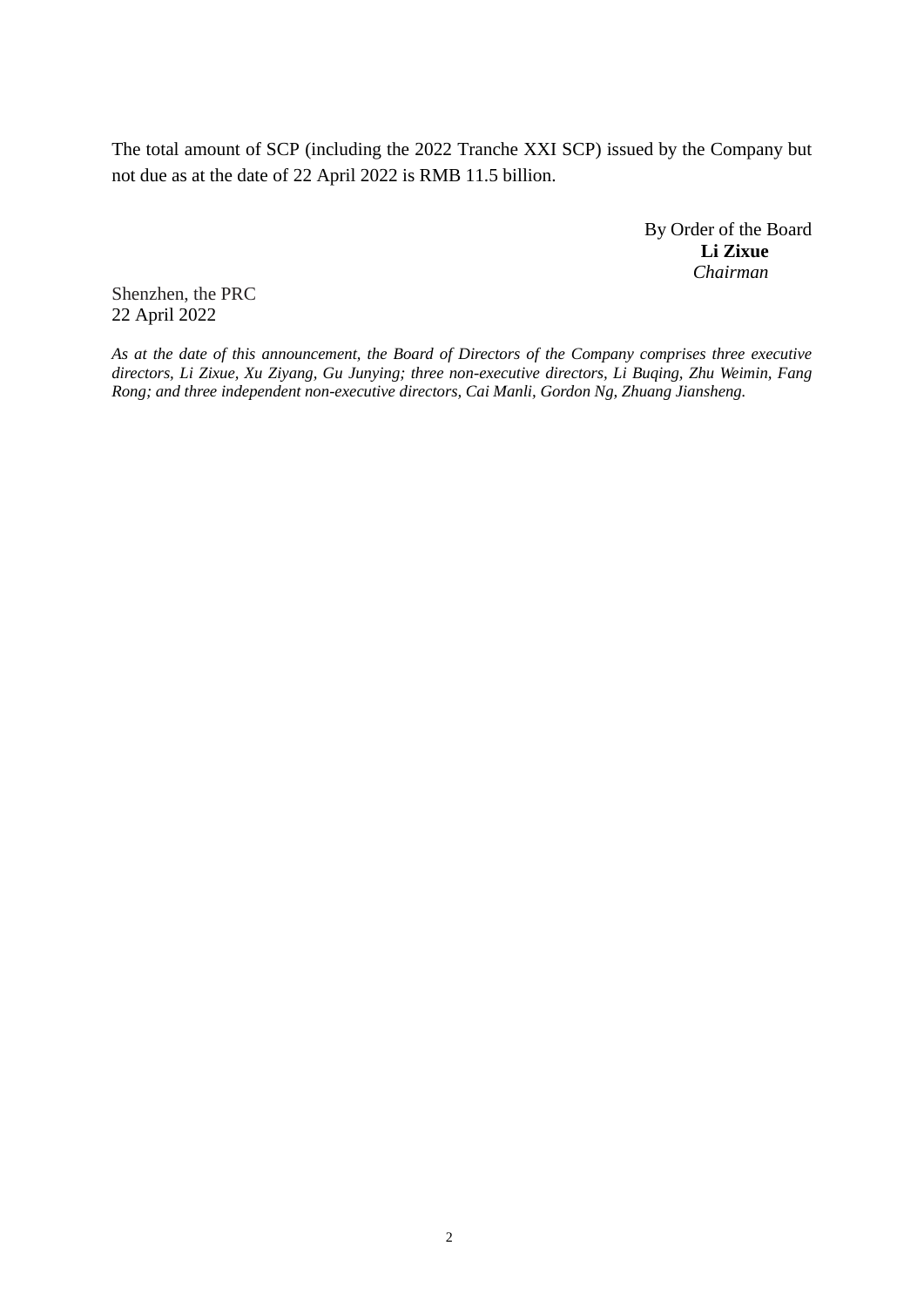The total amount of SCP (including the 2022 Tranche XXI SCP) issued by the Company but not due as at the date of 22 April 2022 is RMB 11.5 billion.

By Order of the Board
**Li Zixue**
*Chairman*

Shenzhen, the PRC
22 April 2022

*As at the date of this announcement, the Board of Directors of the Company comprises three executive directors, Li Zixue, Xu Ziyang, Gu Junying; three non-executive directors, Li Buqing, Zhu Weimin, Fang Rong; and three independent non-executive directors, Cai Manli, Gordon Ng, Zhuang Jiansheng.*